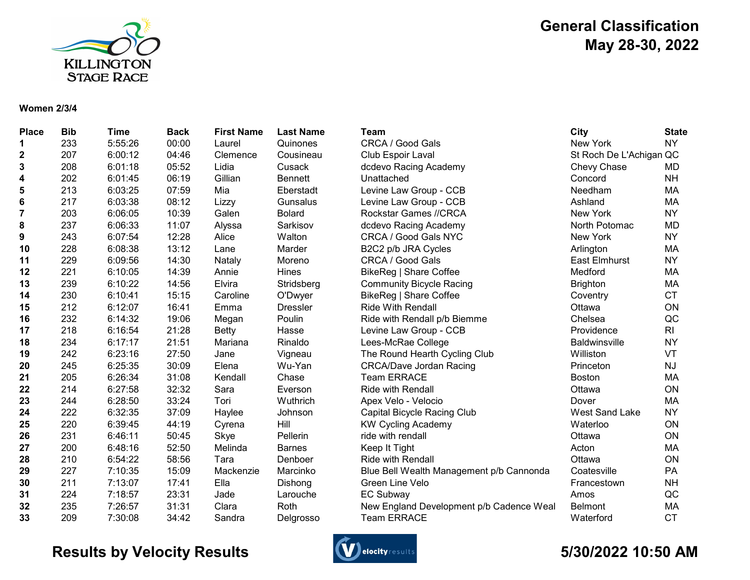KILLINGTON STAGE RACE

# General Classification
## May 28-30, 2022

**Women 2/3/4**

| Place | Bib | Time | Back | First Name | Last Name | Team | City | State |
|---|---|---|---|---|---|---|---|---|
| **1** | 233 | 5:55:26 | 00:00 | Laurel | Quinones | CRCA / Good Gals | New York | NY |
| **2** | 207 | 6:00:12 | 04:46 | Clemence | Cousineau | Club Espoir Laval | St Roch De L'Achigan | QC |
| **3** | 208 | 6:01:18 | 05:52 | Lidia | Cusack | dcdevo Racing Academy | Chevy Chase | MD |
| **4** | 202 | 6:01:45 | 06:19 | Gillian | Bennett | Unattached | Concord | NH |
| **5** | 213 | 6:03:25 | 07:59 | Mia | Eberstadt | Levine Law Group - CCB | Needham | MA |
| **6** | 217 | 6:03:38 | 08:12 | Lizzy | Gunsalus | Levine Law Group - CCB | Ashland | MA |
| **7** | 203 | 6:06:05 | 10:39 | Galen | Bolard | Rockstar Games //CRCA | New York | NY |
| **8** | 237 | 6:06:33 | 11:07 | Alyssa | Sarkisov | dcdevo Racing Academy | North Potomac | MD |
| **9** | 243 | 6:07:54 | 12:28 | Alice | Walton | CRCA / Good Gals NYC | New York | NY |
| **10** | 228 | 6:08:38 | 13:12 | Lane | Marder | B2C2 p/b JRA Cycles | Arlington | MA |
| **11** | 229 | 6:09:56 | 14:30 | Nataly | Moreno | CRCA / Good Gals | East Elmhurst | NY |
| **12** | 221 | 6:10:05 | 14:39 | Annie | Hines | BikeReg \| Share Coffee | Medford | MA |
| **13** | 239 | 6:10:22 | 14:56 | Elvira | Stridsberg | Community Bicycle Racing | Brighton | MA |
| **14** | 230 | 6:10:41 | 15:15 | Caroline | O'Dwyer | BikeReg \| Share Coffee | Coventry | CT |
| **15** | 212 | 6:12:07 | 16:41 | Emma | Dressler | Ride With Rendall | Ottawa | ON |
| **16** | 232 | 6:14:32 | 19:06 | Megan | Poulin | Ride with Rendall p/b Biemme | Chelsea | QC |
| **17** | 218 | 6:16:54 | 21:28 | Betty | Hasse | Levine Law Group - CCB | Providence | RI |
| **18** | 234 | 6:17:17 | 21:51 | Mariana | Rinaldo | Lees-McRae College | Baldwinsville | NY |
| **19** | 242 | 6:23:16 | 27:50 | Jane | Vigneau | The Round Hearth Cycling Club | Williston | VT |
| **20** | 245 | 6:25:35 | 30:09 | Elena | Wu-Yan | CRCA/Dave Jordan Racing | Princeton | NJ |
| **21** | 205 | 6:26:34 | 31:08 | Kendall | Chase | Team ERRACE | Boston | MA |
| **22** | 214 | 6:27:58 | 32:32 | Sara | Everson | Ride with Rendall | Ottawa | ON |
| **23** | 244 | 6:28:50 | 33:24 | Tori | Wuthrich | Apex Velo - Velocio | Dover | MA |
| **24** | 222 | 6:32:35 | 37:09 | Haylee | Johnson | Capital Bicycle Racing Club | West Sand Lake | NY |
| **25** | 220 | 6:39:45 | 44:19 | Cyrena | Hill | KW Cycling Academy | Waterloo | ON |
| **26** | 231 | 6:46:11 | 50:45 | Skye | Pellerin | ride with rendall | Ottawa | ON |
| **27** | 200 | 6:48:16 | 52:50 | Melinda | Barnes | Keep It Tight | Acton | MA |
| **28** | 210 | 6:54:22 | 58:56 | Tara | Denboer | Ride with Rendall | Ottawa | ON |
| **29** | 227 | 7:10:35 | 15:09 | Mackenzie | Marcinko | Blue Bell Wealth Management p/b Cannonda | Coatesville | PA |
| **30** | 211 | 7:13:07 | 17:41 | Ella | Dishong | Green Line Velo | Francestown | NH |
| **31** | 224 | 7:18:57 | 23:31 | Jade | Larouche | EC Subway | Amos | QC |
| **32** | 235 | 7:26:57 | 31:31 | Clara | Roth | New England Development p/b Cadence Weal | Belmont | MA |
| **33** | 209 | 7:30:08 | 34:42 | Sandra | Delgrosso | Team ERRACE | Waterford | CT |

**Results by Velocity Results** **5/30/2022 10:50 AM**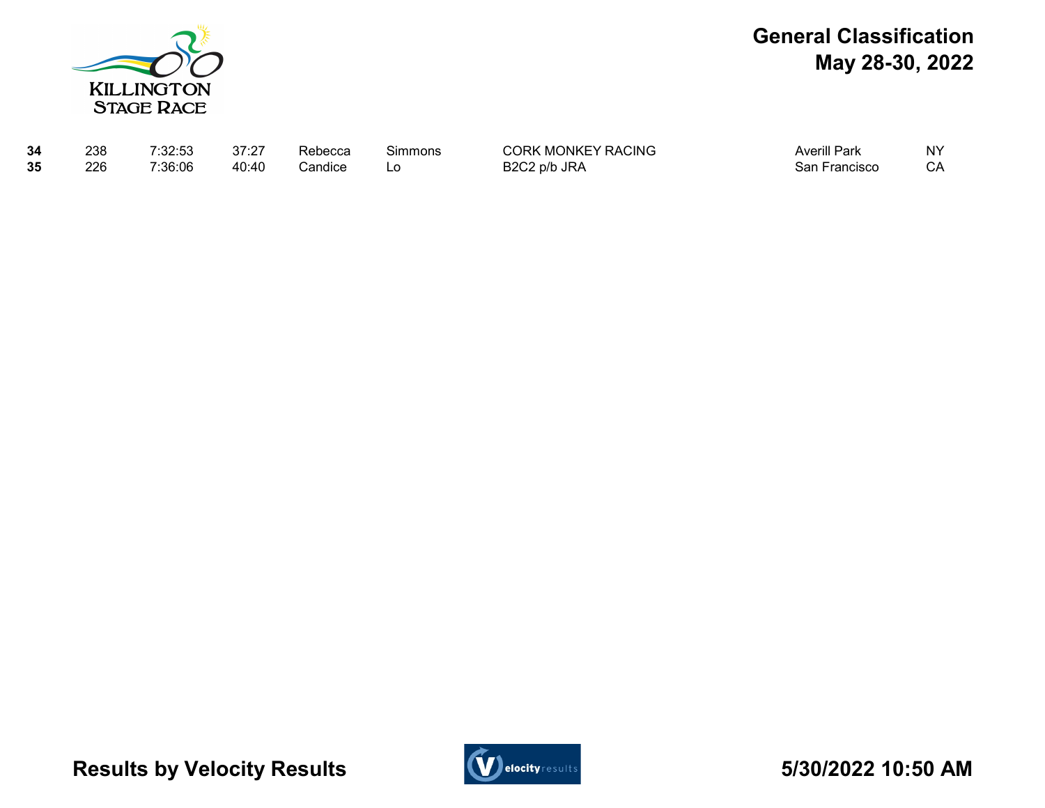## General Classification
## May 28-30, 2022

| | | | | | | | | |
|---|---|---|---|---|---|---|---|---|
| **34** | 238 | 7:32:53 | 37:27 | Rebecca | Simmons | CORK MONKEY RACING | Averill Park | NY |
| **35** | 226 | 7:36:06 | 40:40 | Candice | Lo | B2C2 p/b JRA | San Francisco | CA |

**Results by Velocity Results** **5/30/2022 10:50 AM**